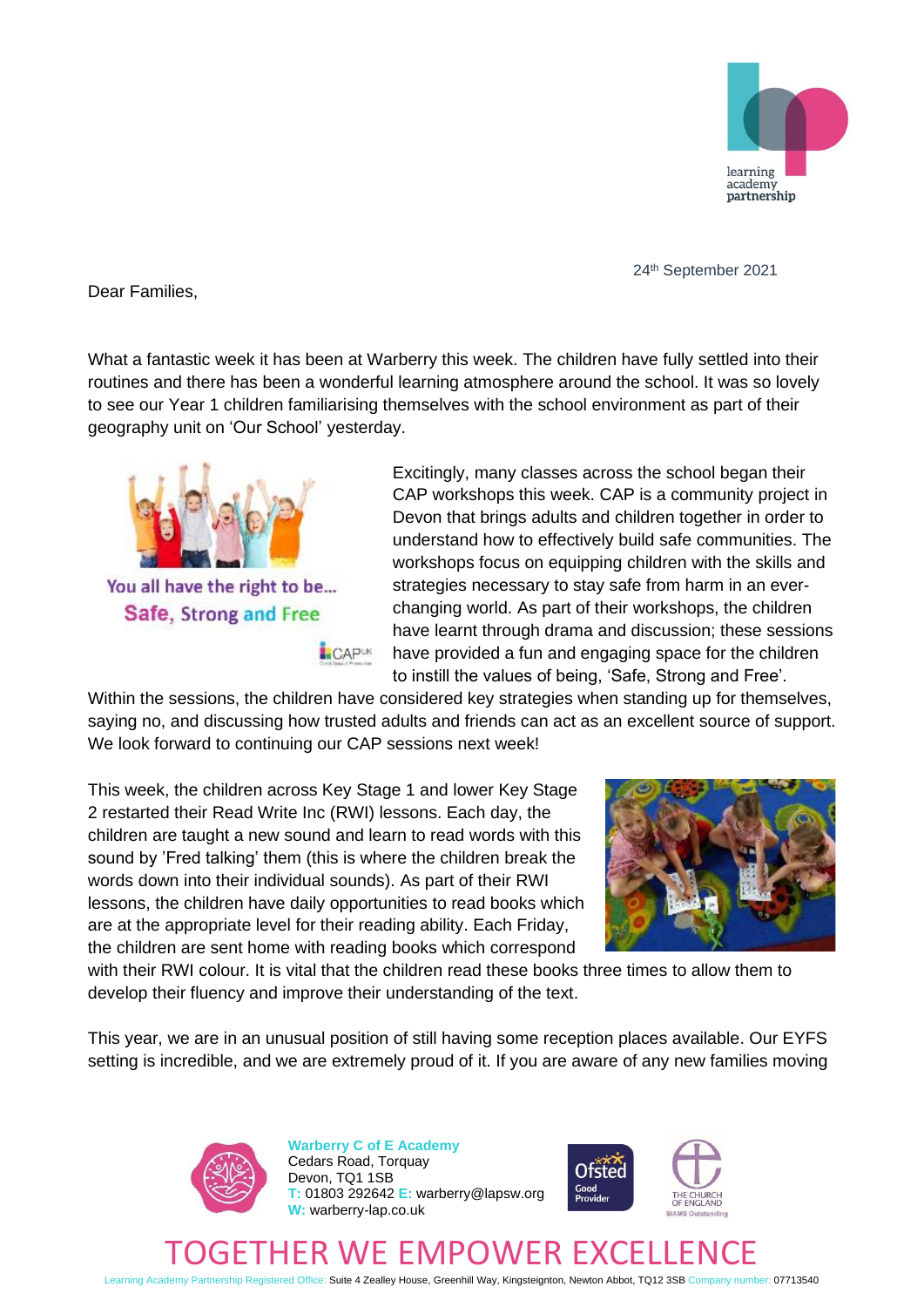24th September 2021

Dear Families,

What a fantastic week it has been at Warberry this week. The children have fully settled into their routines and there has been a wonderful learning atmosphere around the school. It was so lovely to see our Year 1 children familiarising themselves with the school environment as part of their geography unit on 'Our School' yesterday.

You all have the right to be... Safe, Strong and Free

Excitingly, many classes across the school began their CAP workshops this week. CAP is a community project in Devon that brings adults and children together in order to understand how to effectively build safe communities. The workshops focus on equipping children with the skills and strategies necessary to stay safe from harm in an ever-changing world. As part of their workshops, the children have learnt through drama and discussion; these sessions have provided a fun and engaging space for the children to instill the values of being, 'Safe, Strong and Free'. Within the sessions, the children have considered key strategies when standing up for themselves, saying no, and discussing how trusted adults and friends can act as an excellent source of support. We look forward to continuing our CAP sessions next week!

This week, the children across Key Stage 1 and lower Key Stage 2 restarted their Read Write Inc (RWI) lessons. Each day, the children are taught a new sound and learn to read words with this sound by 'Fred talking' them (this is where the children break the words down into their individual sounds). As part of their RWI lessons, the children have daily opportunities to read books which are at the appropriate level for their reading ability. Each Friday, the children are sent home with reading books which correspond with their RWI colour. It is vital that the children read these books three times to allow them to develop their fluency and improve their understanding of the text.

This year, we are in an unusual position of still having some reception places available. Our EYFS setting is incredible, and we are extremely proud of it. If you are aware of any new families moving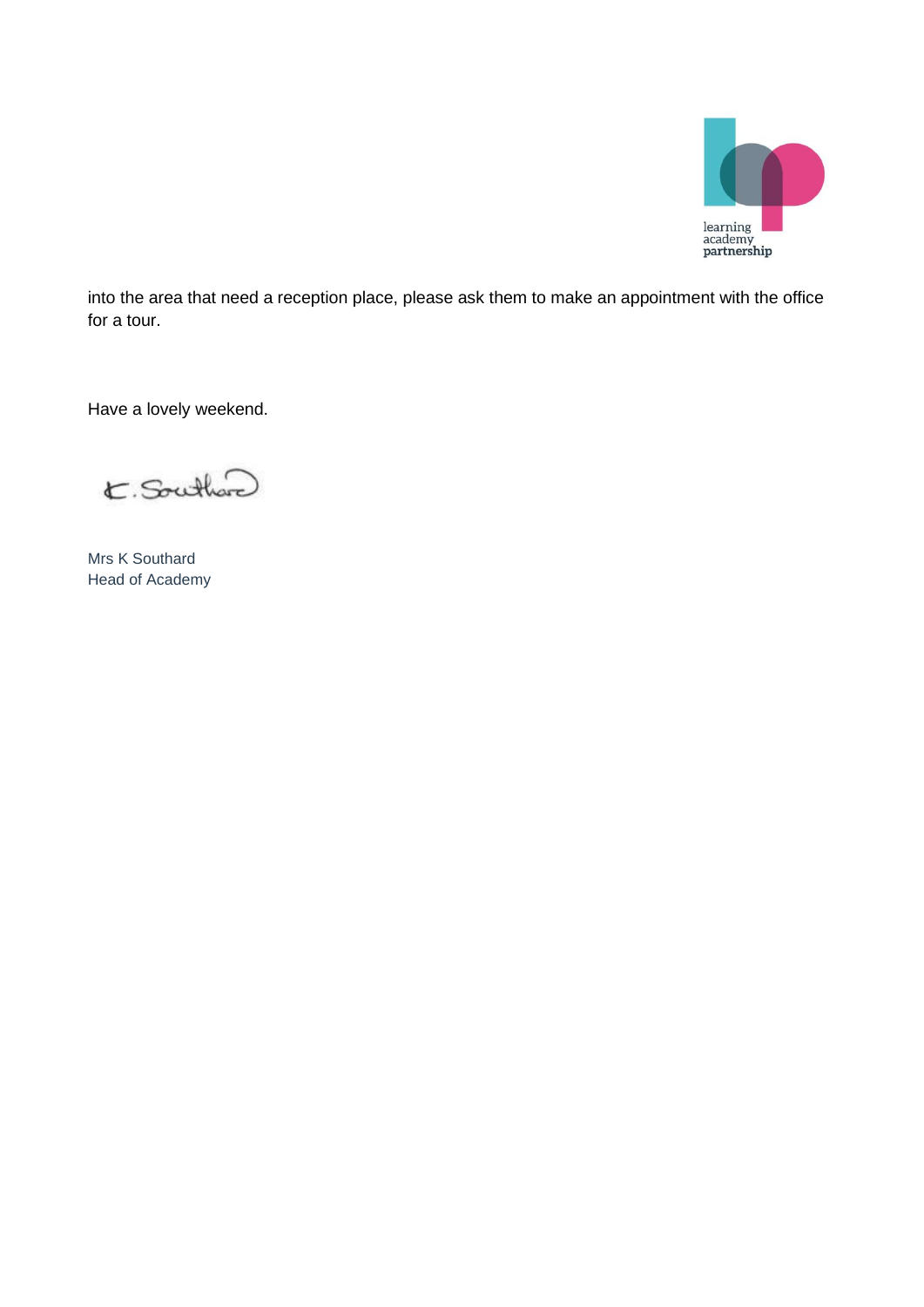into the area that need a reception place, please ask them to make an appointment with the office for a tour.

Have a lovely weekend.

Mrs K Southard
Head of Academy